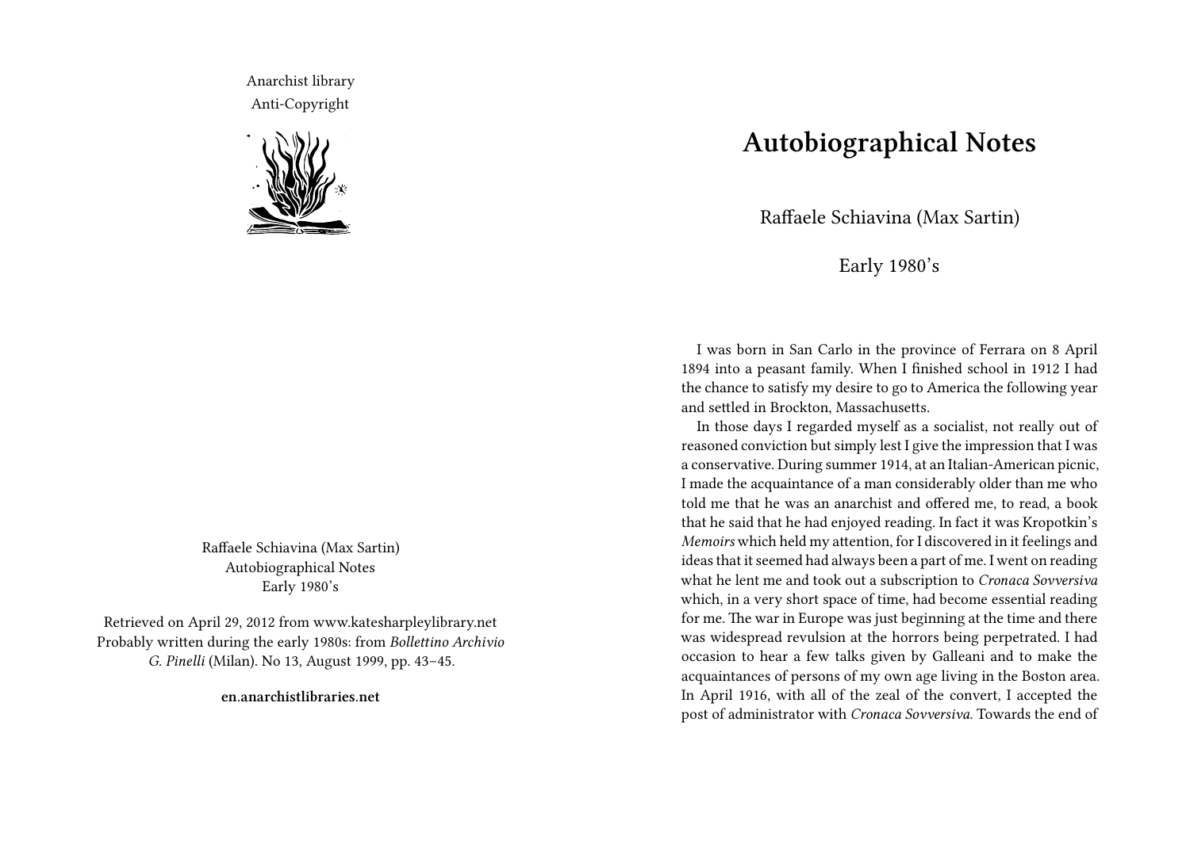Anarchist library
Anti-Copyright

Raffaele Schiavina (Max Sartin)
Autobiographical Notes
Early 1980's

Retrieved on April 29, 2012 from www.katesharpleylibrary.net
Probably written during the early 1980s: from *Bollettino Archivio G. Pinelli* (Milan). No 13, August 1999, pp. 43–45.

**en.anarchistlibraries.net**

# Autobiographical Notes

Raffaele Schiavina (Max Sartin)

Early 1980's

I was born in San Carlo in the province of Ferrara on 8 April 1894 into a peasant family. When I finished school in 1912 I had the chance to satisfy my desire to go to America the following year and settled in Brockton, Massachusetts.

In those days I regarded myself as a socialist, not really out of reasoned conviction but simply lest I give the impression that I was a conservative. During summer 1914, at an Italian-American picnic, I made the acquaintance of a man considerably older than me who told me that he was an anarchist and offered me, to read, a book that he said that he had enjoyed reading. In fact it was Kropotkin's *Memoirs* which held my attention, for I discovered in it feelings and ideas that it seemed had always been a part of me. I went on reading what he lent me and took out a subscription to *Cronaca Sovversiva* which, in a very short space of time, had become essential reading for me. The war in Europe was just beginning at the time and there was widespread revulsion at the horrors being perpetrated. I had occasion to hear a few talks given by Galleani and to make the acquaintances of persons of my own age living in the Boston area. In April 1916, with all of the zeal of the convert, I accepted the post of administrator with *Cronaca Sovversiva*. Towards the end of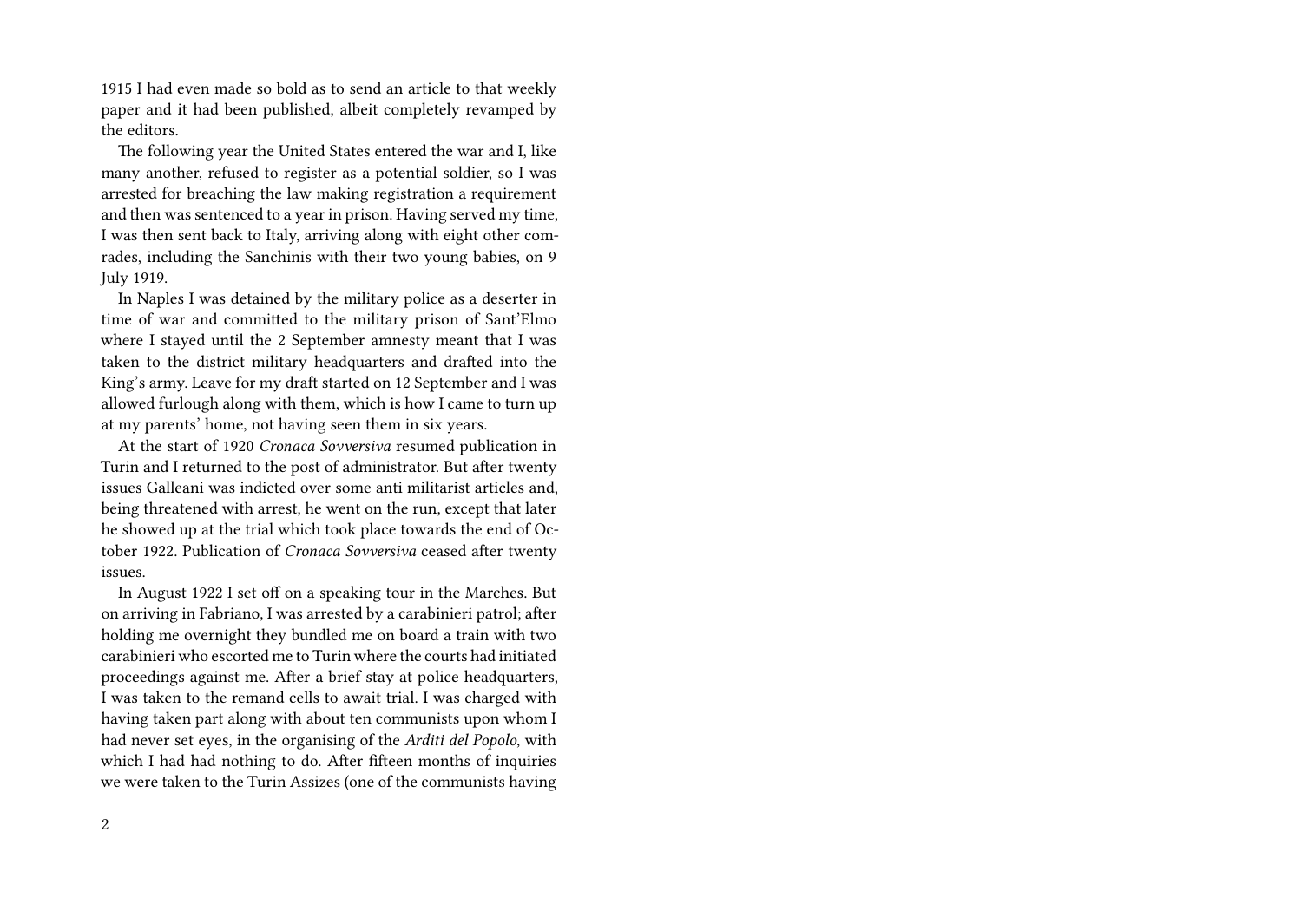1915 I had even made so bold as to send an article to that weekly paper and it had been published, albeit completely revamped by the editors.

The following year the United States entered the war and I, like many another, refused to register as a potential soldier, so I was arrested for breaching the law making registration a requirement and then was sentenced to a year in prison. Having served my time, I was then sent back to Italy, arriving along with eight other comrades, including the Sanchinis with their two young babies, on 9 July 1919.

In Naples I was detained by the military police as a deserter in time of war and committed to the military prison of Sant'Elmo where I stayed until the 2 September amnesty meant that I was taken to the district military headquarters and drafted into the King's army. Leave for my draft started on 12 September and I was allowed furlough along with them, which is how I came to turn up at my parents' home, not having seen them in six years.

At the start of 1920 *Cronaca Sovversiva* resumed publication in Turin and I returned to the post of administrator. But after twenty issues Galleani was indicted over some anti militarist articles and, being threatened with arrest, he went on the run, except that later he showed up at the trial which took place towards the end of October 1922. Publication of *Cronaca Sovversiva* ceased after twenty issues.

In August 1922 I set off on a speaking tour in the Marches. But on arriving in Fabriano, I was arrested by a carabinieri patrol; after holding me overnight they bundled me on board a train with two carabinieri who escorted me to Turin where the courts had initiated proceedings against me. After a brief stay at police headquarters, I was taken to the remand cells to await trial. I was charged with having taken part along with about ten communists upon whom I had never set eyes, in the organising of the *Arditi del Popolo*, with which I had had nothing to do. After fifteen months of inquiries we were taken to the Turin Assizes (one of the communists having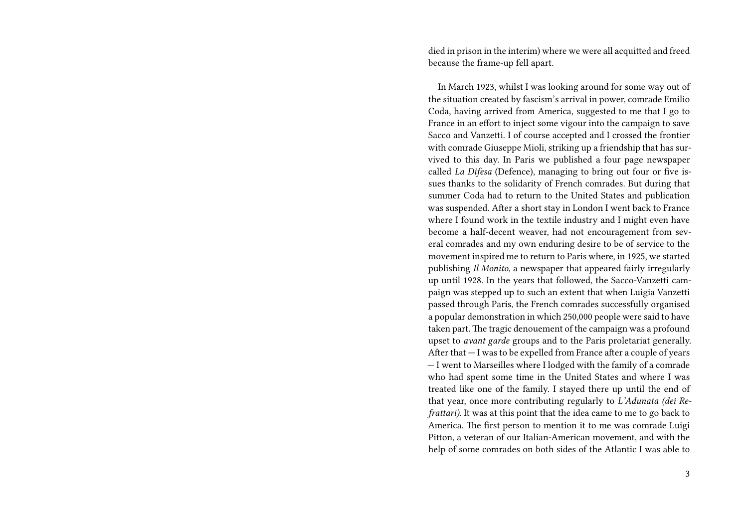died in prison in the interim) where we were all acquitted and freed because the frame-up fell apart.

In March 1923, whilst I was looking around for some way out of the situation created by fascism's arrival in power, comrade Emilio Coda, having arrived from America, suggested to me that I go to France in an effort to inject some vigour into the campaign to save Sacco and Vanzetti. I of course accepted and I crossed the frontier with comrade Giuseppe Mioli, striking up a friendship that has survived to this day. In Paris we published a four page newspaper called *La Difesa* (Defence), managing to bring out four or five issues thanks to the solidarity of French comrades. But during that summer Coda had to return to the United States and publication was suspended. After a short stay in London I went back to France where I found work in the textile industry and I might even have become a half-decent weaver, had not encouragement from several comrades and my own enduring desire to be of service to the movement inspired me to return to Paris where, in 1925, we started publishing *Il Monito*, a newspaper that appeared fairly irregularly up until 1928. In the years that followed, the Sacco-Vanzetti campaign was stepped up to such an extent that when Luigia Vanzetti passed through Paris, the French comrades successfully organised a popular demonstration in which 250,000 people were said to have taken part. The tragic denouement of the campaign was a profound upset to *avant garde* groups and to the Paris proletariat generally. After that — I was to be expelled from France after a couple of years — I went to Marseilles where I lodged with the family of a comrade who had spent some time in the United States and where I was treated like one of the family. I stayed there up until the end of that year, once more contributing regularly to *L'Adunata (dei Refrattari)*. It was at this point that the idea came to me to go back to America. The first person to mention it to me was comrade Luigi Pitton, a veteran of our Italian-American movement, and with the help of some comrades on both sides of the Atlantic I was able to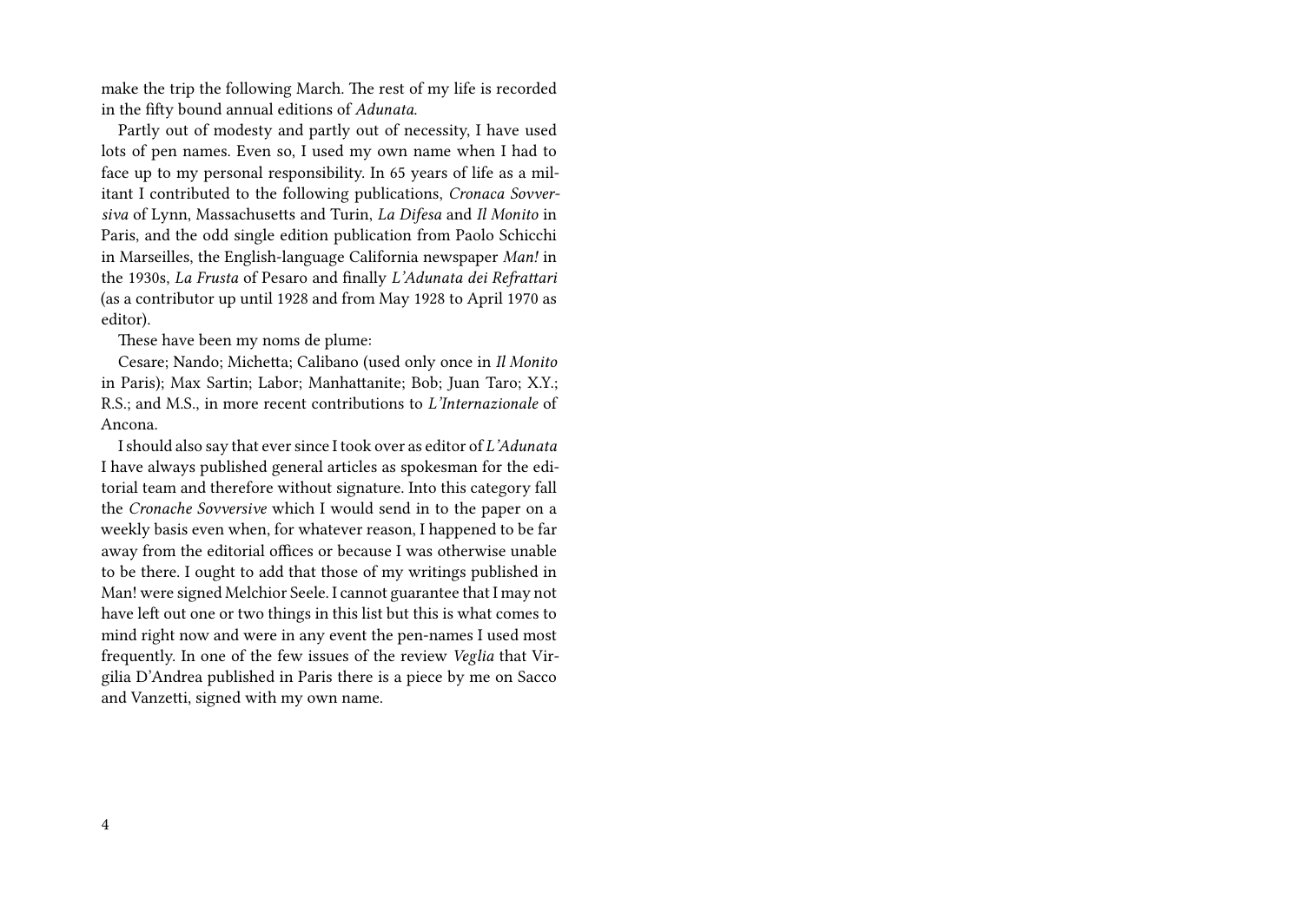make the trip the following March. The rest of my life is recorded in the fifty bound annual editions of *Adunata*.

Partly out of modesty and partly out of necessity, I have used lots of pen names. Even so, I used my own name when I had to face up to my personal responsibility. In 65 years of life as a militant I contributed to the following publications, *Cronaca Sovversiva* of Lynn, Massachusetts and Turin, *La Difesa* and *Il Monito* in Paris, and the odd single edition publication from Paolo Schicchi in Marseilles, the English-language California newspaper *Man!* in the 1930s, *La Frusta* of Pesaro and finally *L'Adunata dei Refrattari* (as a contributor up until 1928 and from May 1928 to April 1970 as editor).

These have been my noms de plume:

Cesare; Nando; Michetta; Calibano (used only once in *Il Monito* in Paris); Max Sartin; Labor; Manhattanite; Bob; Juan Taro; X.Y.; R.S.; and M.S., in more recent contributions to *L'Internazionale* of Ancona.

I should also say that ever since I took over as editor of *L'Adunata* I have always published general articles as spokesman for the editorial team and therefore without signature. Into this category fall the *Cronache Sovversive* which I would send in to the paper on a weekly basis even when, for whatever reason, I happened to be far away from the editorial offices or because I was otherwise unable to be there. I ought to add that those of my writings published in Man! were signed Melchior Seele. I cannot guarantee that I may not have left out one or two things in this list but this is what comes to mind right now and were in any event the pen-names I used most frequently. In one of the few issues of the review *Veglia* that Virgilia D'Andrea published in Paris there is a piece by me on Sacco and Vanzetti, signed with my own name.